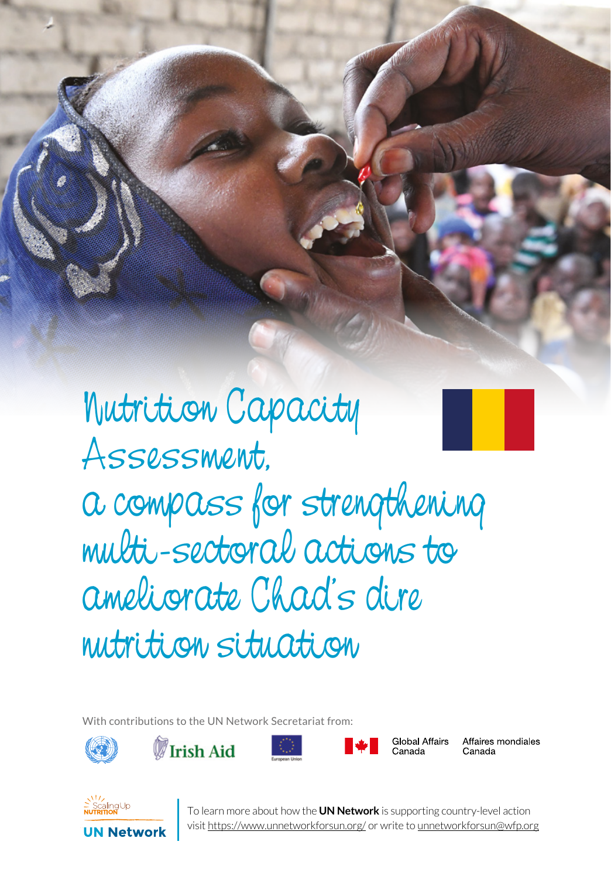# Nutrition Capacity Assessment, a compass for strengthening multi-sectoral actions to ameliorate Chad's dire nutrition situation

With contributions to the UN Network Secretariat from:

Irish Aid

European Union

Global Affairs Canada | Affaires mondiales Canada

Scaling Up Nutrition

UN Network

To learn more about how the **UN Network** is supporting country-level action visit https://www.unnetworkforsun.org/ or write to unnetworkforsun@wfp.org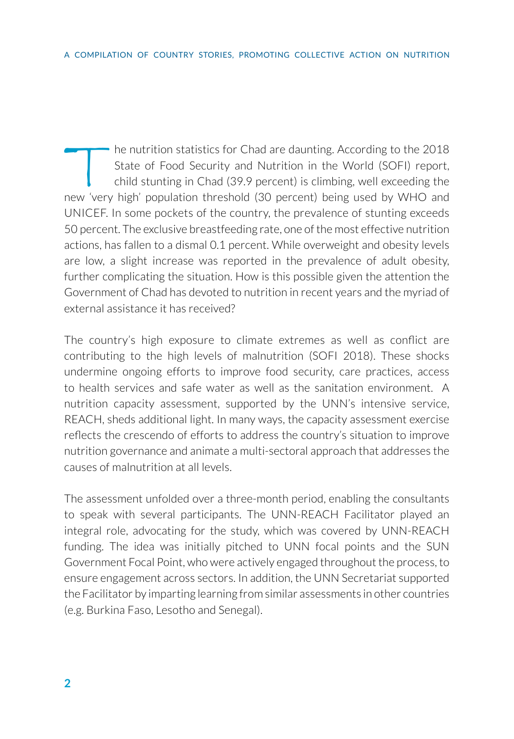The nutrition statistics for Chad are daunting. According to the 2018 State of Food Security and Nutrition in the World (SOFI) report, child stunting in Chad (39.9 percent) is climbing, well exceeding the new 'very high' population threshold (30 percent) being used by WHO and UNICEF. In some pockets of the country, the prevalence of stunting exceeds 50 percent. The exclusive breastfeeding rate, one of the most effective nutrition actions, has fallen to a dismal 0.1 percent. While overweight and obesity levels are low, a slight increase was reported in the prevalence of adult obesity, further complicating the situation. How is this possible given the attention the Government of Chad has devoted to nutrition in recent years and the myriad of external assistance it has received?

The country's high exposure to climate extremes as well as conflict are contributing to the high levels of malnutrition (SOFI 2018). These shocks undermine ongoing efforts to improve food security, care practices, access to health services and safe water as well as the sanitation environment. A nutrition capacity assessment, supported by the UNN's intensive service, REACH, sheds additional light. In many ways, the capacity assessment exercise reflects the crescendo of efforts to address the country's situation to improve nutrition governance and animate a multi-sectoral approach that addresses the causes of malnutrition at all levels.

The assessment unfolded over a three-month period, enabling the consultants to speak with several participants. The UNN-REACH Facilitator played an integral role, advocating for the study, which was covered by UNN-REACH funding. The idea was initially pitched to UNN focal points and the SUN Government Focal Point, who were actively engaged throughout the process, to ensure engagement across sectors. In addition, the UNN Secretariat supported the Facilitator by imparting learning from similar assessments in other countries (e.g. Burkina Faso, Lesotho and Senegal).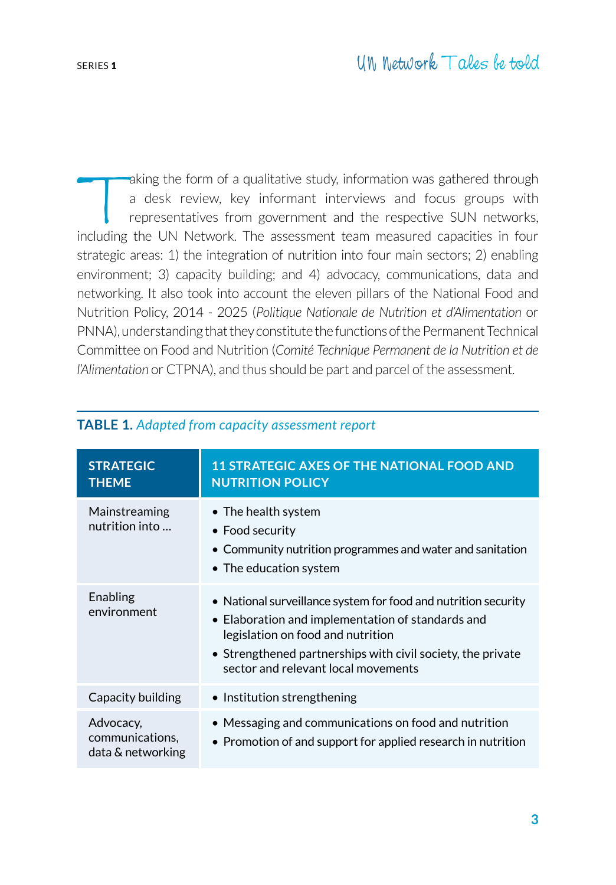Taking the form of a qualitative study, information was gathered through a desk review, key informant interviews and focus groups with representatives from government and the respective SUN networks, including the UN Network. The assessment team measured capacities in four strategic areas: 1) the integration of nutrition into four main sectors; 2) enabling environment; 3) capacity building; and 4) advocacy, communications, data and networking. It also took into account the eleven pillars of the National Food and Nutrition Policy, 2014 - 2025 (*Politique Nationale de Nutrition et d'Alimentation* or PNNA), understanding that they constitute the functions of the Permanent Technical Committee on Food and Nutrition (*Comité Technique Permanent de la Nutrition et de l'Alimentation* or CTPNA), and thus should be part and parcel of the assessment.

**TABLE 1.** *Adapted from capacity assessment report*

| STRATEGIC THEME | 11 STRATEGIC AXES OF THE NATIONAL FOOD AND NUTRITION POLICY |
|---|---|
| Mainstreaming nutrition into ... | • The health system<br>• Food security<br>• Community nutrition programmes and water and sanitation<br>• The education system |
| Enabling environment | • National surveillance system for food and nutrition security<br>• Elaboration and implementation of standards and legislation on food and nutrition<br>• Strengthened partnerships with civil society, the private sector and relevant local movements |
| Capacity building | • Institution strengthening |
| Advocacy, communications, data & networking | • Messaging and communications on food and nutrition<br>• Promotion of and support for applied research in nutrition |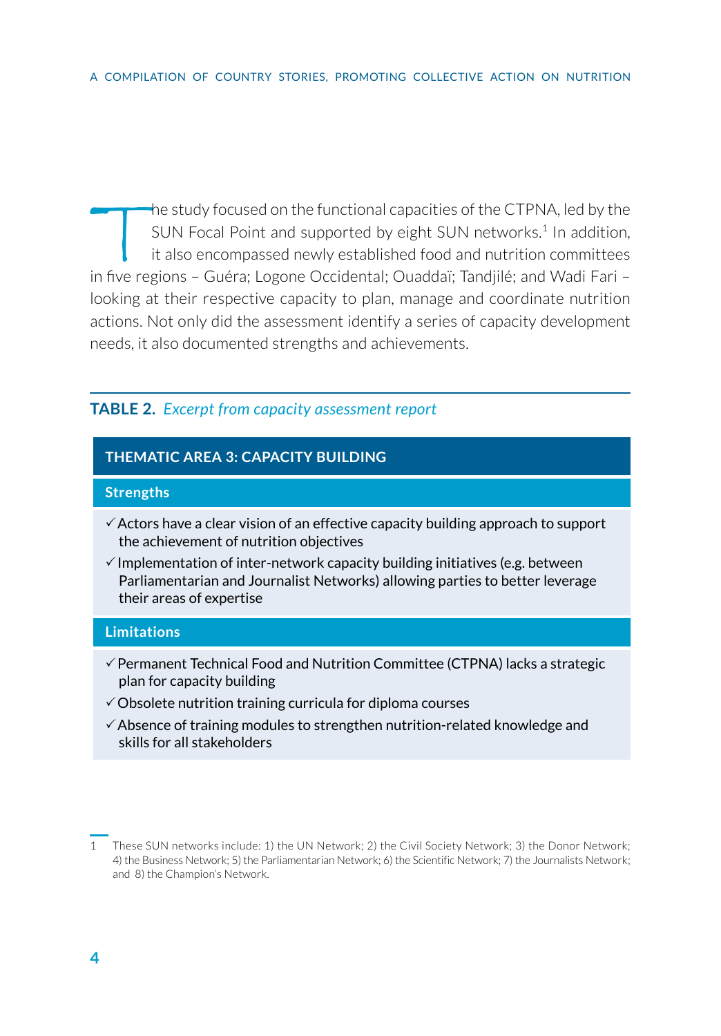The study focused on the functional capacities of the CTPNA, led by the SUN Focal Point and supported by eight SUN networks.[1] In addition, it also encompassed newly established food and nutrition committees in five regions – Guéra; Logone Occidental; Ouaddaï; Tandjilé; and Wadi Fari – looking at their respective capacity to plan, manage and coordinate nutrition actions. Not only did the assessment identify a series of capacity development needs, it also documented strengths and achievements.

**TABLE 2.** *Excerpt from capacity assessment report*

| THEMATIC AREA 3: CAPACITY BUILDING |
| --- |
| **Strengths** |
| ✓ Actors have a clear vision of an effective capacity building approach to support the achievement of nutrition objectives<br>✓ Implementation of inter-network capacity building initiatives (e.g. between Parliamentarian and Journalist Networks) allowing parties to better leverage their areas of expertise |
| **Limitations** |
| ✓ Permanent Technical Food and Nutrition Committee (CTPNA) lacks a strategic plan for capacity building<br>✓ Obsolete nutrition training curricula for diploma courses<br>✓ Absence of training modules to strengthen nutrition-related knowledge and skills for all stakeholders |

1 These SUN networks include: 1) the UN Network; 2) the Civil Society Network; 3) the Donor Network; 4) the Business Network; 5) the Parliamentarian Network; 6) the Scientific Network; 7) the Journalists Network; and 8) the Champion's Network.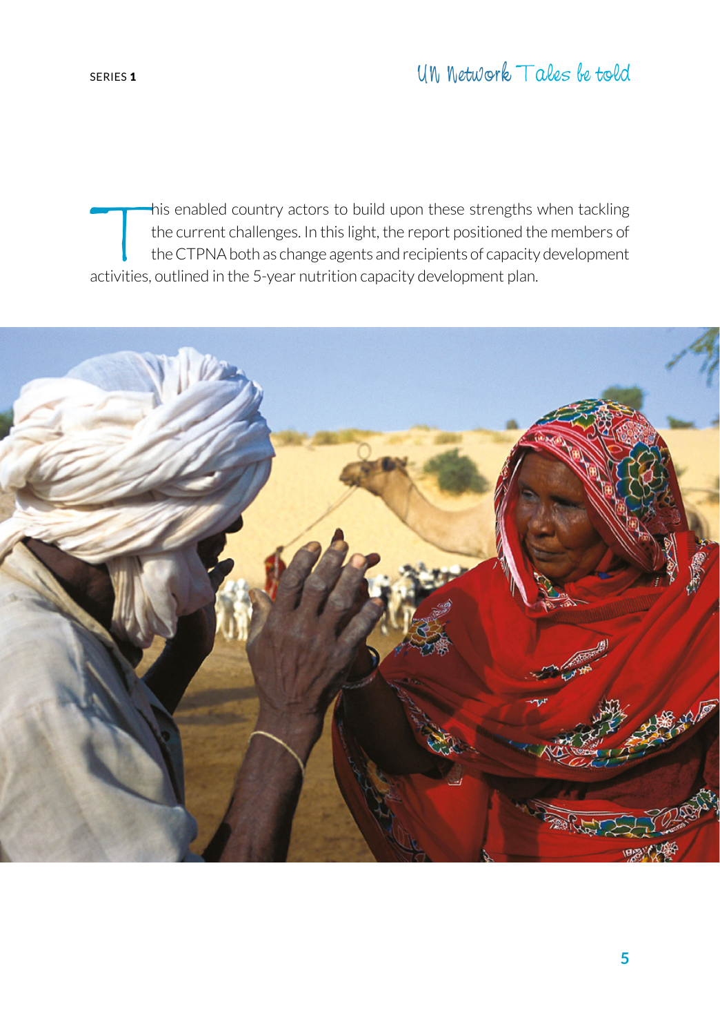This enabled country actors to build upon these strengths when tackling the current challenges. In this light, the report positioned the members of the CTPNA both as change agents and recipients of capacity development activities, outlined in the 5-year nutrition capacity development plan.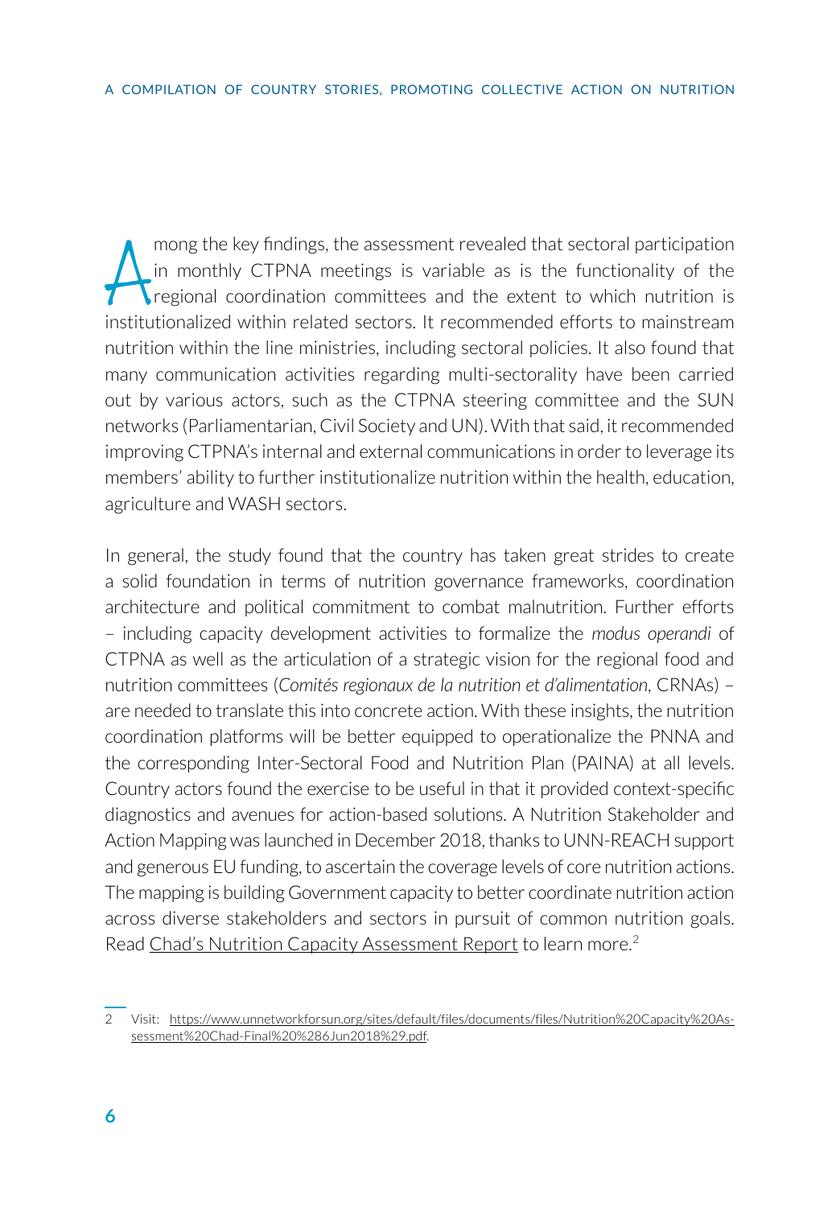Among the key findings, the assessment revealed that sectoral participation in monthly CTPNA meetings is variable as is the functionality of the regional coordination committees and the extent to which nutrition is institutionalized within related sectors. It recommended efforts to mainstream nutrition within the line ministries, including sectoral policies. It also found that many communication activities regarding multi-sectorality have been carried out by various actors, such as the CTPNA steering committee and the SUN networks (Parliamentarian, Civil Society and UN). With that said, it recommended improving CTPNA's internal and external communications in order to leverage its members' ability to further institutionalize nutrition within the health, education, agriculture and WASH sectors.

In general, the study found that the country has taken great strides to create a solid foundation in terms of nutrition governance frameworks, coordination architecture and political commitment to combat malnutrition. Further efforts – including capacity development activities to formalize the *modus operandi* of CTPNA as well as the articulation of a strategic vision for the regional food and nutrition committees (*Comités regionaux de la nutrition et d'alimentation*, CRNAs) – are needed to translate this into concrete action. With these insights, the nutrition coordination platforms will be better equipped to operationalize the PNNA and the corresponding Inter-Sectoral Food and Nutrition Plan (PAINA) at all levels. Country actors found the exercise to be useful in that it provided context-specific diagnostics and avenues for action-based solutions. A Nutrition Stakeholder and Action Mapping was launched in December 2018, thanks to UNN-REACH support and generous EU funding, to ascertain the coverage levels of core nutrition actions. The mapping is building Government capacity to better coordinate nutrition action across diverse stakeholders and sectors in pursuit of common nutrition goals. Read Chad's Nutrition Capacity Assessment Report to learn more.[2]

---

2 Visit: https://www.unnetworkforsun.org/sites/default/files/documents/files/Nutrition%20Capacity%20Assessment%20Chad-Final%20%286Jun2018%29.pdf.